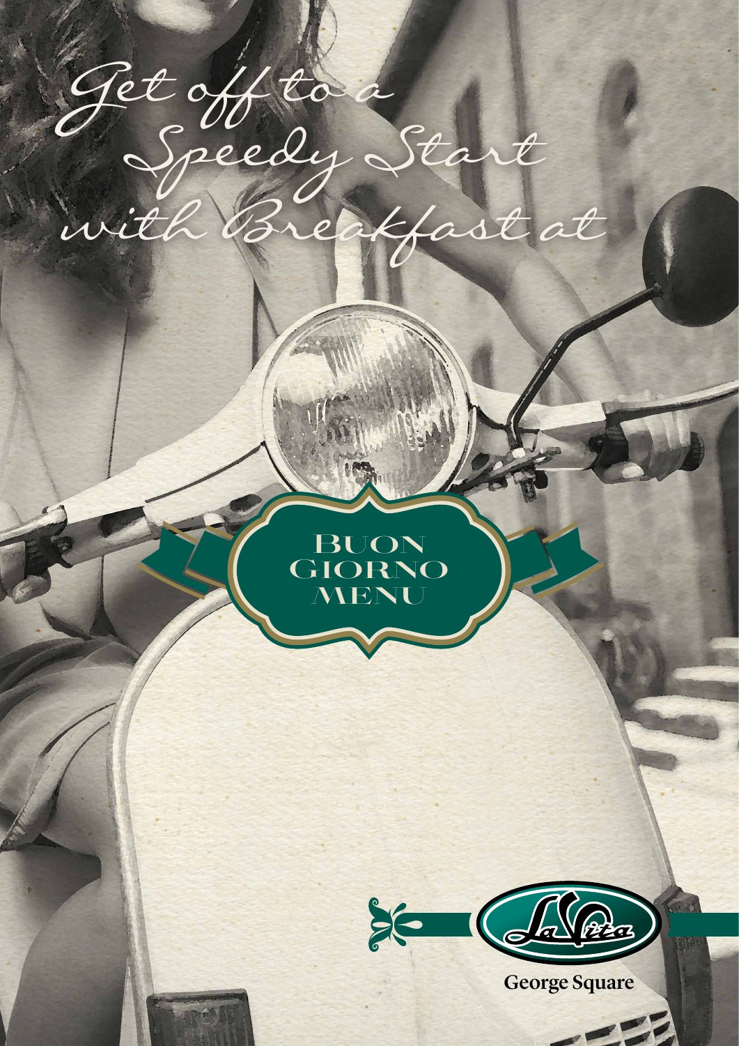*Get off to a Speedy Start with Breakfast at*

# Buon Giorno Menu

La Vita

George Square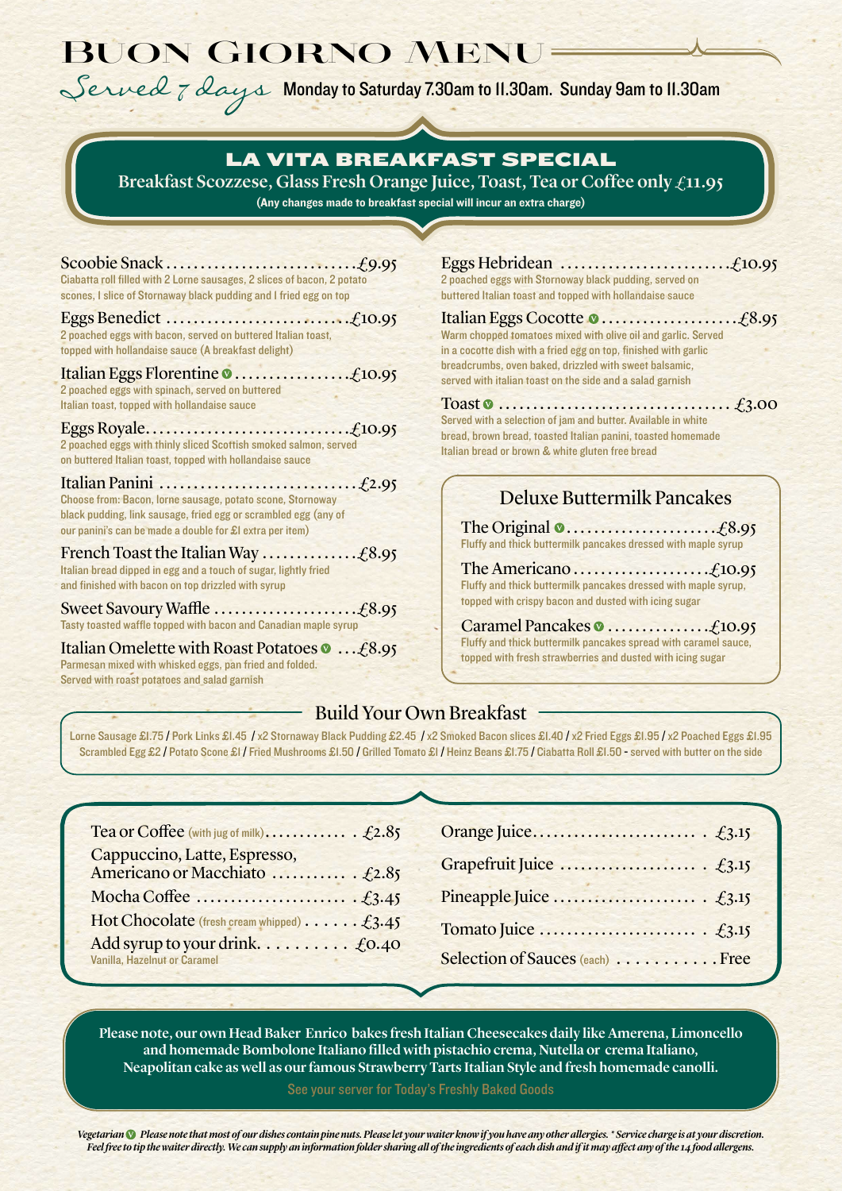# Buon Giorno Menu

*Served 7 days* Monday to Saturday 7.30am to 11.30am. Sunday 9am to 11.30am

## LA VITA BREAKFAST SPECIAL

**Breakfast Scozzese, Glass Fresh Orange Juice, Toast, Tea or Coffee only £11.95**

(Any changes made to breakfast special will incur an extra charge)

**Scoobie Snack** ............ £9.95
Ciabatta roll filled with 2 Lorne sausages, 2 slices of bacon, 2 potato scones, 1 slice of Stornoway black pudding and 1 fried egg on top

**Eggs Benedict** ............ £10.95
2 poached eggs with bacon, served on buttered Italian toast, topped with hollandaise sauce (A breakfast delight)

**Italian Eggs Florentine** (V) ............ £10.95
2 poached eggs with spinach, served on buttered Italian toast, topped with hollandaise sauce

**Eggs Royale** ............ £10.95
2 poached eggs with thinly sliced Scottish smoked salmon, served on buttered Italian toast, topped with hollandaise sauce

**Italian Panini** ............ £2.95
Choose from: Bacon, lorne sausage, potato scone, Stornoway black pudding, link sausage, fried egg or scrambled egg (any of our panini's can be made a double for £1 extra per item)

**French Toast the Italian Way** ............ £8.95
Italian bread dipped in egg and a touch of sugar, lightly fried and finished with bacon on top drizzled with syrup

**Sweet Savoury Waffle** ............ £8.95
Tasty toasted waffle topped with bacon and Canadian maple syrup

**Italian Omelette with Roast Potatoes** (V) ............ £8.95
Parmesan mixed with whisked eggs, pan fried and folded. Served with roast potatoes and salad garnish

**Eggs Hebridean** ............ £10.95
2 poached eggs with Stornoway black pudding, served on buttered Italian toast and topped with hollandaise sauce

**Italian Eggs Cocotte** (V) ............ £8.95
Warm chopped tomatoes mixed with olive oil and garlic. Served in a cocotte dish with a fried egg on top, finished with garlic breadcrumbs, oven baked, drizzled with sweet balsamic, served with italian toast on the side and a salad garnish

**Toast** (V) ............ £3.00
Served with a selection of jam and butter. Available in white bread, brown bread, toasted Italian panini, toasted homemade Italian bread or brown & white gluten free bread

### Deluxe Buttermilk Pancakes

**The Original** (V) ............ £8.95
Fluffy and thick buttermilk pancakes dressed with maple syrup

**The Americano** ............ £10.95
Fluffy and thick buttermilk pancakes dressed with maple syrup, topped with crispy bacon and dusted with icing sugar

**Caramel Pancakes** (V) ............ £10.95
Fluffy and thick buttermilk pancakes spread with caramel sauce, topped with fresh strawberries and dusted with icing sugar

### Build Your Own Breakfast

Lorne Sausage £1.75 / Pork Links £1.45 / x2 Stornaway Black Pudding £2.45 / x2 Smoked Bacon slices £1.40 / x2 Fried Eggs £1.95 / x2 Poached Eggs £1.95 Scrambled Egg £2 / Potato Scone £1 / Fried Mushrooms £1.50 / Grilled Tomato £1 / Heinz Beans £1.75 / Ciabatta Roll £1.50 - served with butter on the side

| | |
|---|---|
| Tea or Coffee (with jug of milk) | £2.85 |
| Cappuccino, Latte, Espresso, Americano or Macchiato | £2.85 |
| Mocha Coffee | £3.45 |
| Hot Chocolate (fresh cream whipped) | £3.45 |
| Add syrup to your drink. Vanilla, Hazelnut or Caramel | £0.40 |
| Orange Juice | £3.15 |
| Grapefruit Juice | £3.15 |
| Pineapple Juice | £3.15 |
| Tomato Juice | £3.15 |
| Selection of Sauces (each) | Free |

**Please note, our own Head Baker Enrico bakes fresh Italian Cheesecakes daily like Amerena, Limoncello and homemade Bombolone Italiano filled with pistachio crema, Nutella or crema Italiano, Neapolitan cake as well as our famous Strawberry Tarts Italian Style and fresh homemade canolli.**

See your server for Today's Freshly Baked Goods

*Vegetarian (V) Please note that most of our dishes contain pine nuts. Please let your waiter know if you have any other allergies. * Service charge is at your discretion. Feel free to tip the waiter directly. We can supply an information folder sharing all of the ingredients of each dish and if it may affect any of the 14 food allergens.*